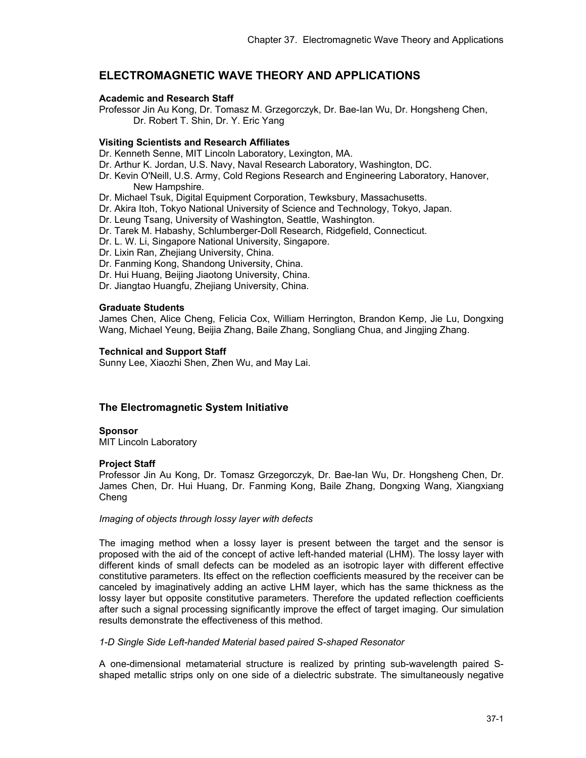# ELECTROMAGNETIC WAVE THEORY AND APPLICATIONS

**Academic and Research Staff**

Professor Jin Au Kong, Dr. Tomasz M. Grzegorczyk, Dr. Bae-Ian Wu, Dr. Hongsheng Chen, Dr. Robert T. Shin, Dr. Y. Eric Yang

**Visiting Scientists and Research Affiliates**

Dr. Kenneth Senne, MIT Lincoln Laboratory, Lexington, MA.
Dr. Arthur K. Jordan, U.S. Navy, Naval Research Laboratory, Washington, DC.
Dr. Kevin O'Neill, U.S. Army, Cold Regions Research and Engineering Laboratory, Hanover, New Hampshire.
Dr. Michael Tsuk, Digital Equipment Corporation, Tewksbury, Massachusetts.
Dr. Akira Itoh, Tokyo National University of Science and Technology, Tokyo, Japan.
Dr. Leung Tsang, University of Washington, Seattle, Washington.
Dr. Tarek M. Habashy, Schlumberger-Doll Research, Ridgefield, Connecticut.
Dr. L. W. Li, Singapore National University, Singapore.
Dr. Lixin Ran, Zhejiang University, China.
Dr. Fanming Kong, Shandong University, China.
Dr. Hui Huang, Beijing Jiaotong University, China.
Dr. Jiangtao Huangfu, Zhejiang University, China.

**Graduate Students**

James Chen, Alice Cheng, Felicia Cox, William Herrington, Brandon Kemp, Jie Lu, Dongxing Wang, Michael Yeung, Beijia Zhang, Baile Zhang, Songliang Chua, and Jingjing Zhang.

**Technical and Support Staff**

Sunny Lee, Xiaozhi Shen, Zhen Wu, and May Lai.

## The Electromagnetic System Initiative

**Sponsor**

MIT Lincoln Laboratory

**Project Staff**

Professor Jin Au Kong, Dr. Tomasz Grzegorczyk, Dr. Bae-Ian Wu, Dr. Hongsheng Chen, Dr. James Chen, Dr. Hui Huang, Dr. Fanming Kong, Baile Zhang, Dongxing Wang, Xiangxiang Cheng

*Imaging of objects through lossy layer with defects*

The imaging method when a lossy layer is present between the target and the sensor is proposed with the aid of the concept of active left-handed material (LHM). The lossy layer with different kinds of small defects can be modeled as an isotropic layer with different effective constitutive parameters. Its effect on the reflection coefficients measured by the receiver can be canceled by imaginatively adding an active LHM layer, which has the same thickness as the lossy layer but opposite constitutive parameters. Therefore the updated reflection coefficients after such a signal processing significantly improve the effect of target imaging. Our simulation results demonstrate the effectiveness of this method.

*1-D Single Side Left-handed Material based paired S-shaped Resonator*

A one-dimensional metamaterial structure is realized by printing sub-wavelength paired S-shaped metallic strips only on one side of a dielectric substrate. The simultaneously negative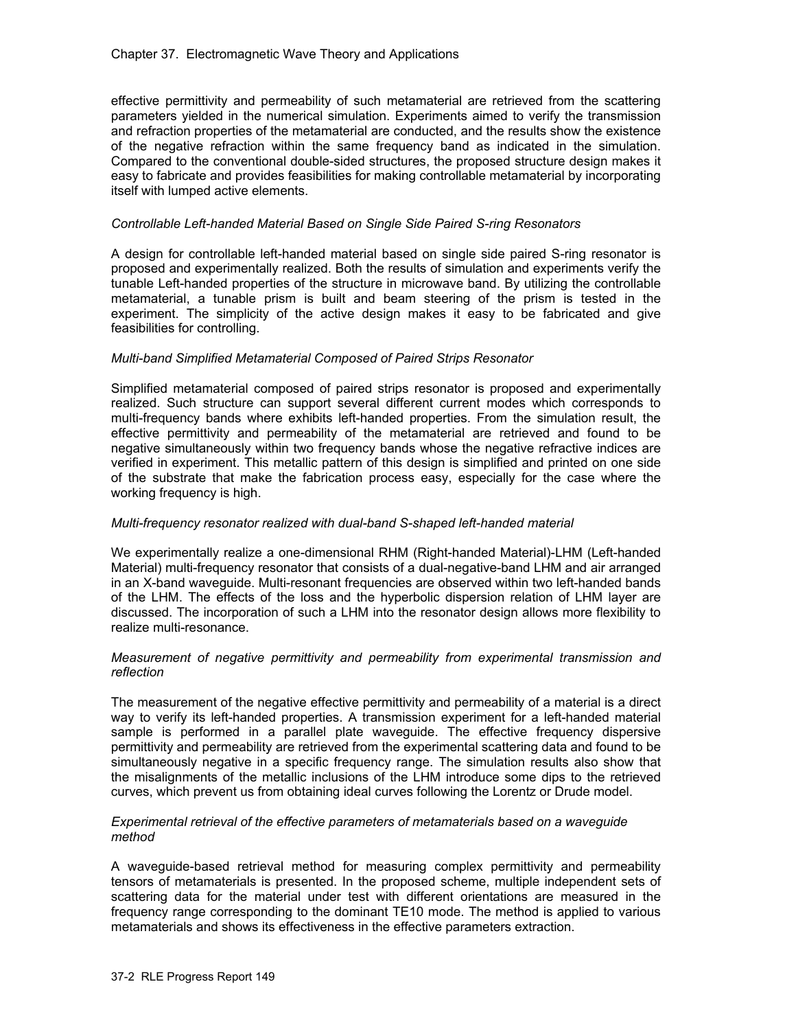effective permittivity and permeability of such metamaterial are retrieved from the scattering parameters yielded in the numerical simulation. Experiments aimed to verify the transmission and refraction properties of the metamaterial are conducted, and the results show the existence of the negative refraction within the same frequency band as indicated in the simulation. Compared to the conventional double-sided structures, the proposed structure design makes it easy to fabricate and provides feasibilities for making controllable metamaterial by incorporating itself with lumped active elements.

*Controllable Left-handed Material Based on Single Side Paired S-ring Resonators*

A design for controllable left-handed material based on single side paired S-ring resonator is proposed and experimentally realized. Both the results of simulation and experiments verify the tunable Left-handed properties of the structure in microwave band. By utilizing the controllable metamaterial, a tunable prism is built and beam steering of the prism is tested in the experiment. The simplicity of the active design makes it easy to be fabricated and give feasibilities for controlling.

*Multi-band Simplified Metamaterial Composed of Paired Strips Resonator*

Simplified metamaterial composed of paired strips resonator is proposed and experimentally realized. Such structure can support several different current modes which corresponds to multi-frequency bands where exhibits left-handed properties. From the simulation result, the effective permittivity and permeability of the metamaterial are retrieved and found to be negative simultaneously within two frequency bands whose the negative refractive indices are verified in experiment. This metallic pattern of this design is simplified and printed on one side of the substrate that make the fabrication process easy, especially for the case where the working frequency is high.

*Multi-frequency resonator realized with dual-band S-shaped left-handed material*

We experimentally realize a one-dimensional RHM (Right-handed Material)-LHM (Left-handed Material) multi-frequency resonator that consists of a dual-negative-band LHM and air arranged in an X-band waveguide. Multi-resonant frequencies are observed within two left-handed bands of the LHM. The effects of the loss and the hyperbolic dispersion relation of LHM layer are discussed. The incorporation of such a LHM into the resonator design allows more flexibility to realize multi-resonance.

*Measurement of negative permittivity and permeability from experimental transmission and reflection*

The measurement of the negative effective permittivity and permeability of a material is a direct way to verify its left-handed properties. A transmission experiment for a left-handed material sample is performed in a parallel plate waveguide. The effective frequency dispersive permittivity and permeability are retrieved from the experimental scattering data and found to be simultaneously negative in a specific frequency range. The simulation results also show that the misalignments of the metallic inclusions of the LHM introduce some dips to the retrieved curves, which prevent us from obtaining ideal curves following the Lorentz or Drude model.

*Experimental retrieval of the effective parameters of metamaterials based on a waveguide method*

A waveguide-based retrieval method for measuring complex permittivity and permeability tensors of metamaterials is presented. In the proposed scheme, multiple independent sets of scattering data for the material under test with different orientations are measured in the frequency range corresponding to the dominant $TE_{10}$ mode. The method is applied to various metamaterials and shows its effectiveness in the effective parameters extraction.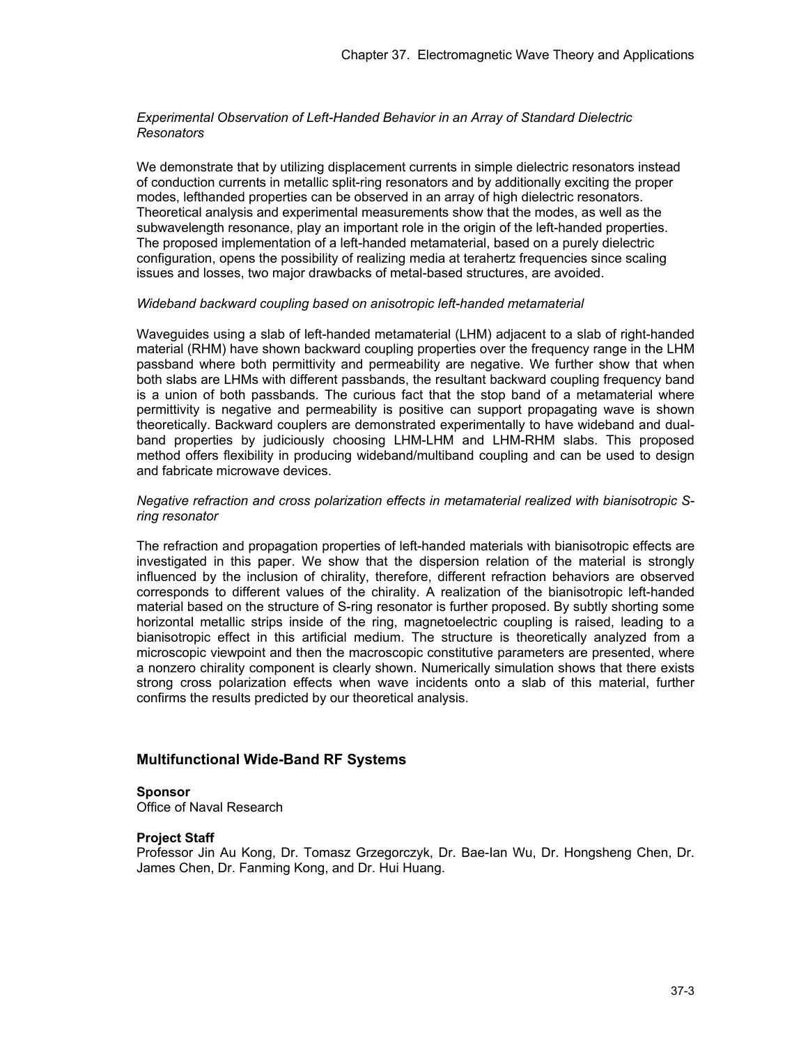*Experimental Observation of Left-Handed Behavior in an Array of Standard Dielectric Resonators*

We demonstrate that by utilizing displacement currents in simple dielectric resonators instead of conduction currents in metallic split-ring resonators and by additionally exciting the proper modes, lefthanded properties can be observed in an array of high dielectric resonators. Theoretical analysis and experimental measurements show that the modes, as well as the subwavelength resonance, play an important role in the origin of the left-handed properties. The proposed implementation of a left-handed metamaterial, based on a purely dielectric configuration, opens the possibility of realizing media at terahertz frequencies since scaling issues and losses, two major drawbacks of metal-based structures, are avoided.

*Wideband backward coupling based on anisotropic left-handed metamaterial*

Waveguides using a slab of left-handed metamaterial (LHM) adjacent to a slab of right-handed material (RHM) have shown backward coupling properties over the frequency range in the LHM passband where both permittivity and permeability are negative. We further show that when both slabs are LHMs with different passbands, the resultant backward coupling frequency band is a union of both passbands. The curious fact that the stop band of a metamaterial where permittivity is negative and permeability is positive can support propagating wave is shown theoretically. Backward couplers are demonstrated experimentally to have wideband and dual-band properties by judiciously choosing LHM-LHM and LHM-RHM slabs. This proposed method offers flexibility in producing wideband/multiband coupling and can be used to design and fabricate microwave devices.

*Negative refraction and cross polarization effects in metamaterial realized with bianisotropic S-ring resonator*

The refraction and propagation properties of left-handed materials with bianisotropic effects are investigated in this paper. We show that the dispersion relation of the material is strongly influenced by the inclusion of chirality, therefore, different refraction behaviors are observed corresponds to different values of the chirality. A realization of the bianisotropic left-handed material based on the structure of S-ring resonator is further proposed. By subtly shorting some horizontal metallic strips inside of the ring, magnetoelectric coupling is raised, leading to a bianisotropic effect in this artificial medium. The structure is theoretically analyzed from a microscopic viewpoint and then the macroscopic constitutive parameters are presented, where a nonzero chirality component is clearly shown. Numerically simulation shows that there exists strong cross polarization effects when wave incidents onto a slab of this material, further confirms the results predicted by our theoretical analysis.

## Multifunctional Wide-Band RF Systems

**Sponsor**

Office of Naval Research

**Project Staff**

Professor Jin Au Kong, Dr. Tomasz Grzegorczyk, Dr. Bae-Ian Wu, Dr. Hongsheng Chen, Dr. James Chen, Dr. Fanming Kong, and Dr. Hui Huang.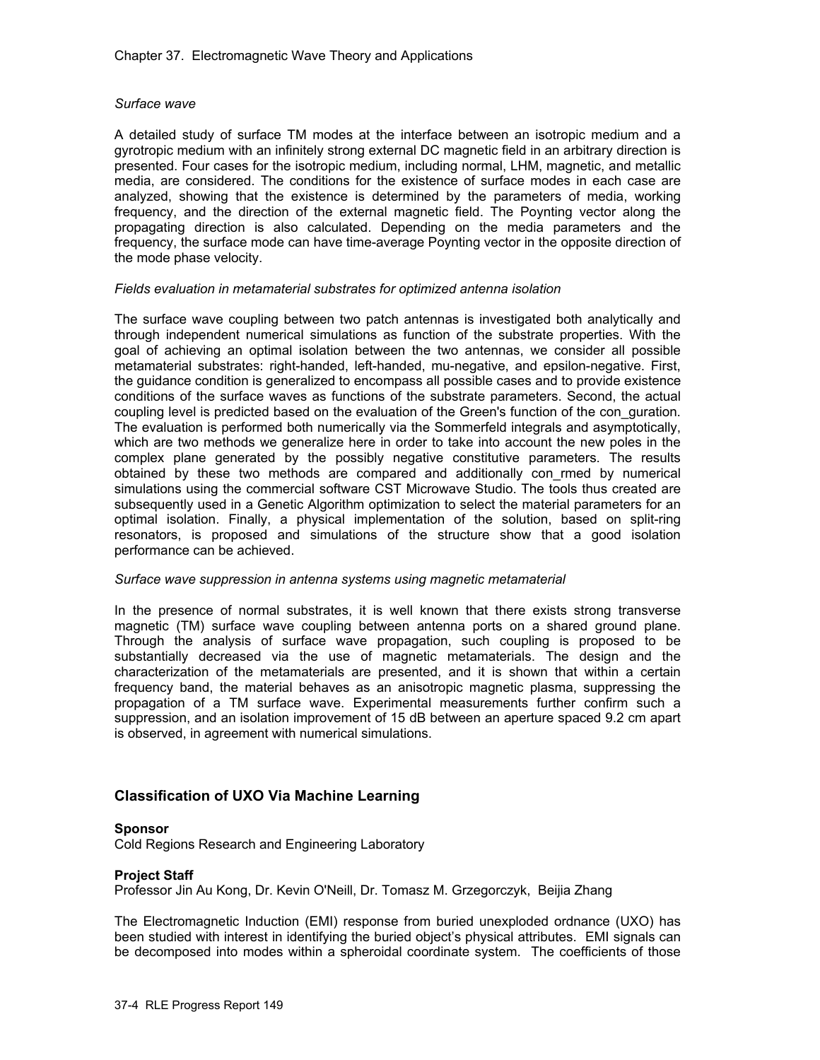*Surface wave*

A detailed study of surface TM modes at the interface between an isotropic medium and a gyrotropic medium with an infinitely strong external DC magnetic field in an arbitrary direction is presented. Four cases for the isotropic medium, including normal, LHM, magnetic, and metallic media, are considered. The conditions for the existence of surface modes in each case are analyzed, showing that the existence is determined by the parameters of media, working frequency, and the direction of the external magnetic field. The Poynting vector along the propagating direction is also calculated. Depending on the media parameters and the frequency, the surface mode can have time-average Poynting vector in the opposite direction of the mode phase velocity.

*Fields evaluation in metamaterial substrates for optimized antenna isolation*

The surface wave coupling between two patch antennas is investigated both analytically and through independent numerical simulations as function of the substrate properties. With the goal of achieving an optimal isolation between the two antennas, we consider all possible metamaterial substrates: right-handed, left-handed, mu-negative, and epsilon-negative. First, the guidance condition is generalized to encompass all possible cases and to provide existence conditions of the surface waves as functions of the substrate parameters. Second, the actual coupling level is predicted based on the evaluation of the Green's function of the con_guration. The evaluation is performed both numerically via the Sommerfeld integrals and asymptotically, which are two methods we generalize here in order to take into account the new poles in the complex plane generated by the possibly negative constitutive parameters. The results obtained by these two methods are compared and additionally con_rmed by numerical simulations using the commercial software CST Microwave Studio. The tools thus created are subsequently used in a Genetic Algorithm optimization to select the material parameters for an optimal isolation. Finally, a physical implementation of the solution, based on split-ring resonators, is proposed and simulations of the structure show that a good isolation performance can be achieved.

*Surface wave suppression in antenna systems using magnetic metamaterial*

In the presence of normal substrates, it is well known that there exists strong transverse magnetic (TM) surface wave coupling between antenna ports on a shared ground plane. Through the analysis of surface wave propagation, such coupling is proposed to be substantially decreased via the use of magnetic metamaterials. The design and the characterization of the metamaterials are presented, and it is shown that within a certain frequency band, the material behaves as an anisotropic magnetic plasma, suppressing the propagation of a TM surface wave. Experimental measurements further confirm such a suppression, and an isolation improvement of 15 dB between an aperture spaced 9.2 cm apart is observed, in agreement with numerical simulations.

## Classification of UXO Via Machine Learning

**Sponsor**
Cold Regions Research and Engineering Laboratory

**Project Staff**
Professor Jin Au Kong, Dr. Kevin O'Neill, Dr. Tomasz M. Grzegorczyk, Beijia Zhang

The Electromagnetic Induction (EMI) response from buried unexploded ordnance (UXO) has been studied with interest in identifying the buried object's physical attributes. EMI signals can be decomposed into modes within a spheroidal coordinate system. The coefficients of those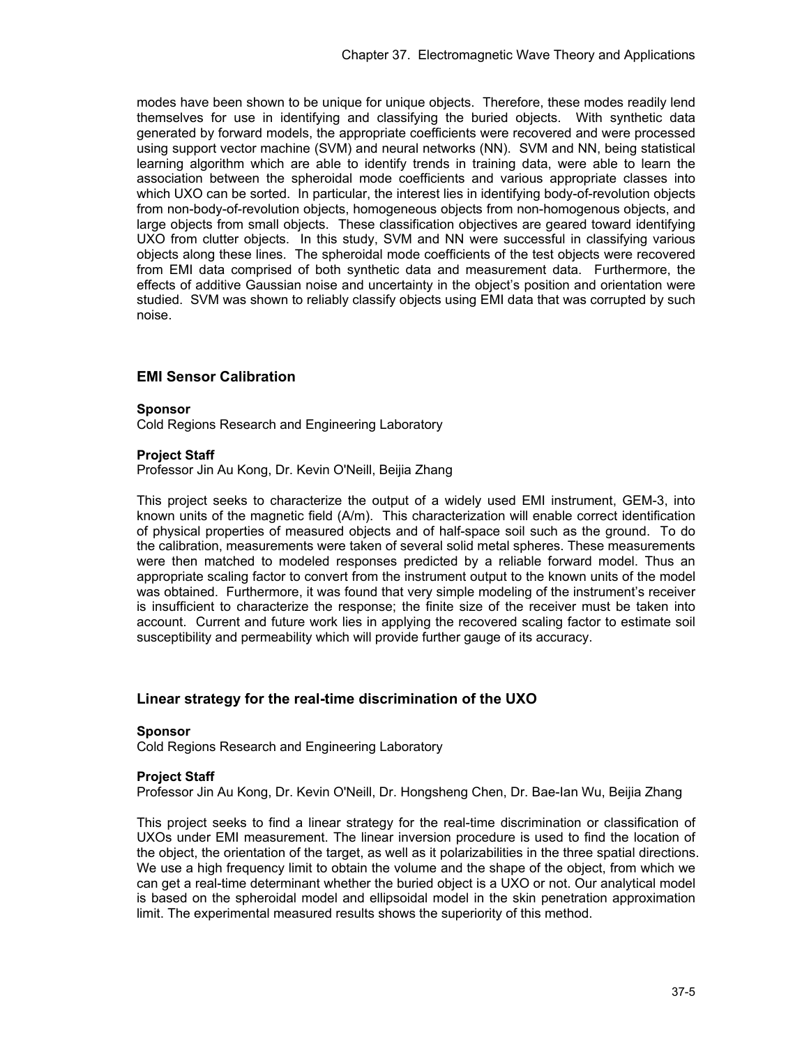modes have been shown to be unique for unique objects. Therefore, these modes readily lend themselves for use in identifying and classifying the buried objects. With synthetic data generated by forward models, the appropriate coefficients were recovered and were processed using support vector machine (SVM) and neural networks (NN). SVM and NN, being statistical learning algorithm which are able to identify trends in training data, were able to learn the association between the spheroidal mode coefficients and various appropriate classes into which UXO can be sorted. In particular, the interest lies in identifying body-of-revolution objects from non-body-of-revolution objects, homogeneous objects from non-homogenous objects, and large objects from small objects. These classification objectives are geared toward identifying UXO from clutter objects. In this study, SVM and NN were successful in classifying various objects along these lines. The spheroidal mode coefficients of the test objects were recovered from EMI data comprised of both synthetic data and measurement data. Furthermore, the effects of additive Gaussian noise and uncertainty in the object's position and orientation were studied. SVM was shown to reliably classify objects using EMI data that was corrupted by such noise.

## EMI Sensor Calibration

**Sponsor**

Cold Regions Research and Engineering Laboratory

**Project Staff**

Professor Jin Au Kong, Dr. Kevin O'Neill, Beijia Zhang

This project seeks to characterize the output of a widely used EMI instrument, GEM-3, into known units of the magnetic field (A/m). This characterization will enable correct identification of physical properties of measured objects and of half-space soil such as the ground. To do the calibration, measurements were taken of several solid metal spheres. These measurements were then matched to modeled responses predicted by a reliable forward model. Thus an appropriate scaling factor to convert from the instrument output to the known units of the model was obtained. Furthermore, it was found that very simple modeling of the instrument's receiver is insufficient to characterize the response; the finite size of the receiver must be taken into account. Current and future work lies in applying the recovered scaling factor to estimate soil susceptibility and permeability which will provide further gauge of its accuracy.

## Linear strategy for the real-time discrimination of the UXO

**Sponsor**

Cold Regions Research and Engineering Laboratory

**Project Staff**

Professor Jin Au Kong, Dr. Kevin O'Neill, Dr. Hongsheng Chen, Dr. Bae-Ian Wu, Beijia Zhang

This project seeks to find a linear strategy for the real-time discrimination or classification of UXOs under EMI measurement. The linear inversion procedure is used to find the location of the object, the orientation of the target, as well as it polarizabilities in the three spatial directions. We use a high frequency limit to obtain the volume and the shape of the object, from which we can get a real-time determinant whether the buried object is a UXO or not. Our analytical model is based on the spheroidal model and ellipsoidal model in the skin penetration approximation limit. The experimental measured results shows the superiority of this method.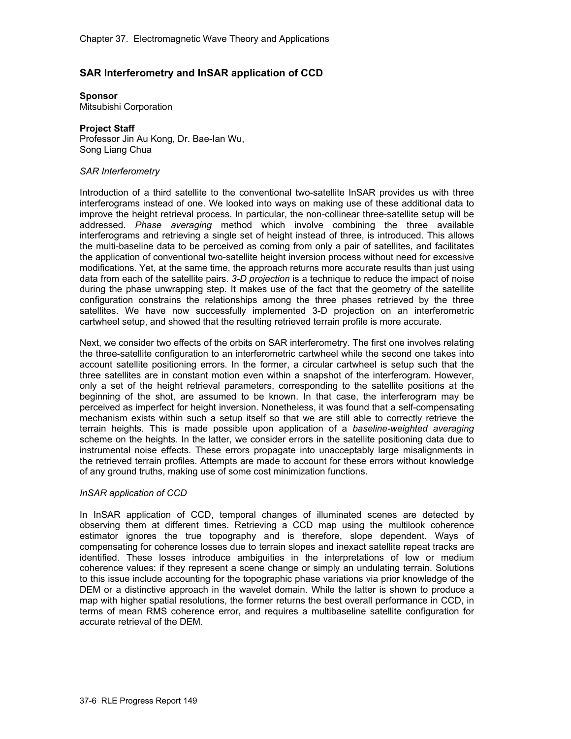## SAR Interferometry and InSAR application of CCD

**Sponsor**
Mitsubishi Corporation

**Project Staff**
Professor Jin Au Kong, Dr. Bae-Ian Wu, Song Liang Chua

*SAR Interferometry*

Introduction of a third satellite to the conventional two-satellite InSAR provides us with three interferograms instead of one. We looked into ways on making use of these additional data to improve the height retrieval process. In particular, the non-collinear three-satellite setup will be addressed. *Phase averaging* method which involve combining the three available interferograms and retrieving a single set of height instead of three, is introduced. This allows the multi-baseline data to be perceived as coming from only a pair of satellites, and facilitates the application of conventional two-satellite height inversion process without need for excessive modifications. Yet, at the same time, the approach returns more accurate results than just using data from each of the satellite pairs. *3-D projection* is a technique to reduce the impact of noise during the phase unwrapping step. It makes use of the fact that the geometry of the satellite configuration constrains the relationships among the three phases retrieved by the three satellites. We have now successfully implemented 3-D projection on an interferometric cartwheel setup, and showed that the resulting retrieved terrain profile is more accurate.

Next, we consider two effects of the orbits on SAR interferometry. The first one involves relating the three-satellite configuration to an interferometric cartwheel while the second one takes into account satellite positioning errors. In the former, a circular cartwheel is setup such that the three satellites are in constant motion even within a snapshot of the interferogram. However, only a set of the height retrieval parameters, corresponding to the satellite positions at the beginning of the shot, are assumed to be known. In that case, the interferogram may be perceived as imperfect for height inversion. Nonetheless, it was found that a self-compensating mechanism exists within such a setup itself so that we are still able to correctly retrieve the terrain heights. This is made possible upon application of a *baseline-weighted averaging* scheme on the heights. In the latter, we consider errors in the satellite positioning data due to instrumental noise effects. These errors propagate into unacceptably large misalignments in the retrieved terrain profiles. Attempts are made to account for these errors without knowledge of any ground truths, making use of some cost minimization functions.

*InSAR application of CCD*

In InSAR application of CCD, temporal changes of illuminated scenes are detected by observing them at different times. Retrieving a CCD map using the multilook coherence estimator ignores the true topography and is therefore, slope dependent. Ways of compensating for coherence losses due to terrain slopes and inexact satellite repeat tracks are identified. These losses introduce ambiguities in the interpretations of low or medium coherence values: if they represent a scene change or simply an undulating terrain. Solutions to this issue include accounting for the topographic phase variations via prior knowledge of the DEM or a distinctive approach in the wavelet domain. While the latter is shown to produce a map with higher spatial resolutions, the former returns the best overall performance in CCD, in terms of mean RMS coherence error, and requires a multibaseline satellite configuration for accurate retrieval of the DEM.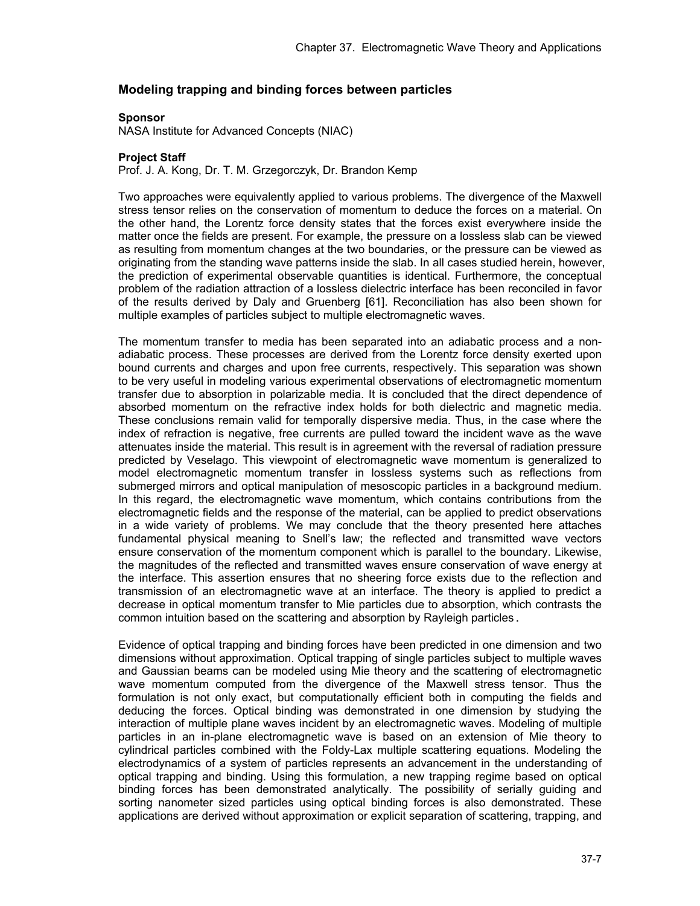## Modeling trapping and binding forces between particles

**Sponsor**

NASA Institute for Advanced Concepts (NIAC)

**Project Staff**

Prof. J. A. Kong, Dr. T. M. Grzegorczyk, Dr. Brandon Kemp

Two approaches were equivalently applied to various problems. The divergence of the Maxwell stress tensor relies on the conservation of momentum to deduce the forces on a material. On the other hand, the Lorentz force density states that the forces exist everywhere inside the matter once the fields are present. For example, the pressure on a lossless slab can be viewed as resulting from momentum changes at the two boundaries, or the pressure can be viewed as originating from the standing wave patterns inside the slab. In all cases studied herein, however, the prediction of experimental observable quantities is identical. Furthermore, the conceptual problem of the radiation attraction of a lossless dielectric interface has been reconciled in favor of the results derived by Daly and Gruenberg [61]. Reconciliation has also been shown for multiple examples of particles subject to multiple electromagnetic waves.

The momentum transfer to media has been separated into an adiabatic process and a non-adiabatic process. These processes are derived from the Lorentz force density exerted upon bound currents and charges and upon free currents, respectively. This separation was shown to be very useful in modeling various experimental observations of electromagnetic momentum transfer due to absorption in polarizable media. It is concluded that the direct dependence of absorbed momentum on the refractive index holds for both dielectric and magnetic media. These conclusions remain valid for temporally dispersive media. Thus, in the case where the index of refraction is negative, free currents are pulled toward the incident wave as the wave attenuates inside the material. This result is in agreement with the reversal of radiation pressure predicted by Veselago. This viewpoint of electromagnetic wave momentum is generalized to model electromagnetic momentum transfer in lossless systems such as reflections from submerged mirrors and optical manipulation of mesoscopic particles in a background medium. In this regard, the electromagnetic wave momentum, which contains contributions from the electromagnetic fields and the response of the material, can be applied to predict observations in a wide variety of problems. We may conclude that the theory presented here attaches fundamental physical meaning to Snell's law; the reflected and transmitted wave vectors ensure conservation of the momentum component which is parallel to the boundary. Likewise, the magnitudes of the reflected and transmitted waves ensure conservation of wave energy at the interface. This assertion ensures that no sheering force exists due to the reflection and transmission of an electromagnetic wave at an interface. The theory is applied to predict a decrease in optical momentum transfer to Mie particles due to absorption, which contrasts the common intuition based on the scattering and absorption by Rayleigh particles.

Evidence of optical trapping and binding forces have been predicted in one dimension and two dimensions without approximation. Optical trapping of single particles subject to multiple waves and Gaussian beams can be modeled using Mie theory and the scattering of electromagnetic wave momentum computed from the divergence of the Maxwell stress tensor. Thus the formulation is not only exact, but computationally efficient both in computing the fields and deducing the forces. Optical binding was demonstrated in one dimension by studying the interaction of multiple plane waves incident by an electromagnetic waves. Modeling of multiple particles in an in-plane electromagnetic wave is based on an extension of Mie theory to cylindrical particles combined with the Foldy-Lax multiple scattering equations. Modeling the electrodynamics of a system of particles represents an advancement in the understanding of optical trapping and binding. Using this formulation, a new trapping regime based on optical binding forces has been demonstrated analytically. The possibility of serially guiding and sorting nanometer sized particles using optical binding forces is also demonstrated. These applications are derived without approximation or explicit separation of scattering, trapping, and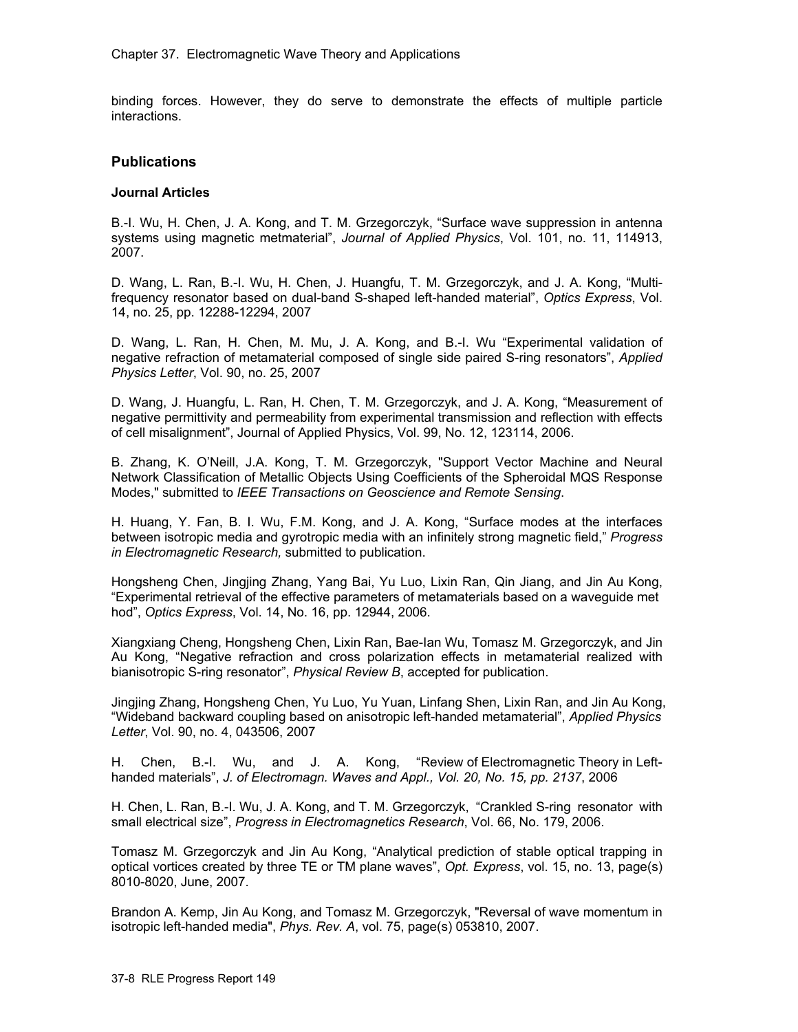binding forces. However, they do serve to demonstrate the effects of multiple particle interactions.

## Publications

### Journal Articles

B.-I. Wu, H. Chen, J. A. Kong, and T. M. Grzegorczyk, “Surface wave suppression in antenna systems using magnetic metmaterial”, *Journal of Applied Physics*, Vol. 101, no. 11, 114913, 2007.

D. Wang, L. Ran, B.-I. Wu, H. Chen, J. Huangfu, T. M. Grzegorczyk, and J. A. Kong, “Multi-frequency resonator based on dual-band S-shaped left-handed material”, *Optics Express*, Vol. 14, no. 25, pp. 12288-12294, 2007

D. Wang, L. Ran, H. Chen, M. Mu, J. A. Kong, and B.-I. Wu “Experimental validation of negative refraction of metamaterial composed of single side paired S-ring resonators”, *Applied Physics Letter*, Vol. 90, no. 25, 2007

D. Wang, J. Huangfu, L. Ran, H. Chen, T. M. Grzegorczyk, and J. A. Kong, “Measurement of negative permittivity and permeability from experimental transmission and reflection with effects of cell misalignment”, Journal of Applied Physics, Vol. 99, No. 12, 123114, 2006.

B. Zhang, K. O’Neill, J.A. Kong, T. M. Grzegorczyk, "Support Vector Machine and Neural Network Classification of Metallic Objects Using Coefficients of the Spheroidal MQS Response Modes," submitted to *IEEE Transactions on Geoscience and Remote Sensing*.

H. Huang, Y. Fan, B. I. Wu, F.M. Kong, and J. A. Kong, “Surface modes at the interfaces between isotropic media and gyrotropic media with an infinitely strong magnetic field,” *Progress in Electromagnetic Research,* submitted to publication.

Hongsheng Chen, Jingjing Zhang, Yang Bai, Yu Luo, Lixin Ran, Qin Jiang, and Jin Au Kong, “Experimental retrieval of the effective parameters of metamaterials based on a waveguide met hod”, *Optics Express*, Vol. 14, No. 16, pp. 12944, 2006.

Xiangxiang Cheng, Hongsheng Chen, Lixin Ran, Bae-Ian Wu, Tomasz M. Grzegorczyk, and Jin Au Kong, “Negative refraction and cross polarization effects in metamaterial realized with bianisotropic S-ring resonator”, *Physical Review B*, accepted for publication.

Jingjing Zhang, Hongsheng Chen, Yu Luo, Yu Yuan, Linfang Shen, Lixin Ran, and Jin Au Kong, “Wideband backward coupling based on anisotropic left-handed metamaterial”, *Applied Physics Letter*, Vol. 90, no. 4, 043506, 2007

H. Chen, B.-I. Wu, and J. A. Kong, “Review of Electromagnetic Theory in Left-handed materials”, *J. of Electromagn. Waves and Appl., Vol. 20, No. 15, pp. 2137*, 2006

H. Chen, L. Ran, B.-I. Wu, J. A. Kong, and T. M. Grzegorczyk, “Crankled S-ring resonator with small electrical size”, *Progress in Electromagnetics Research*, Vol. 66, No. 179, 2006.

Tomasz M. Grzegorczyk and Jin Au Kong, “Analytical prediction of stable optical trapping in optical vortices created by three TE or TM plane waves”, *Opt. Express*, vol. 15, no. 13, page(s) 8010-8020, June, 2007.

Brandon A. Kemp, Jin Au Kong, and Tomasz M. Grzegorczyk, "Reversal of wave momentum in isotropic left-handed media", *Phys. Rev. A*, vol. 75, page(s) 053810, 2007.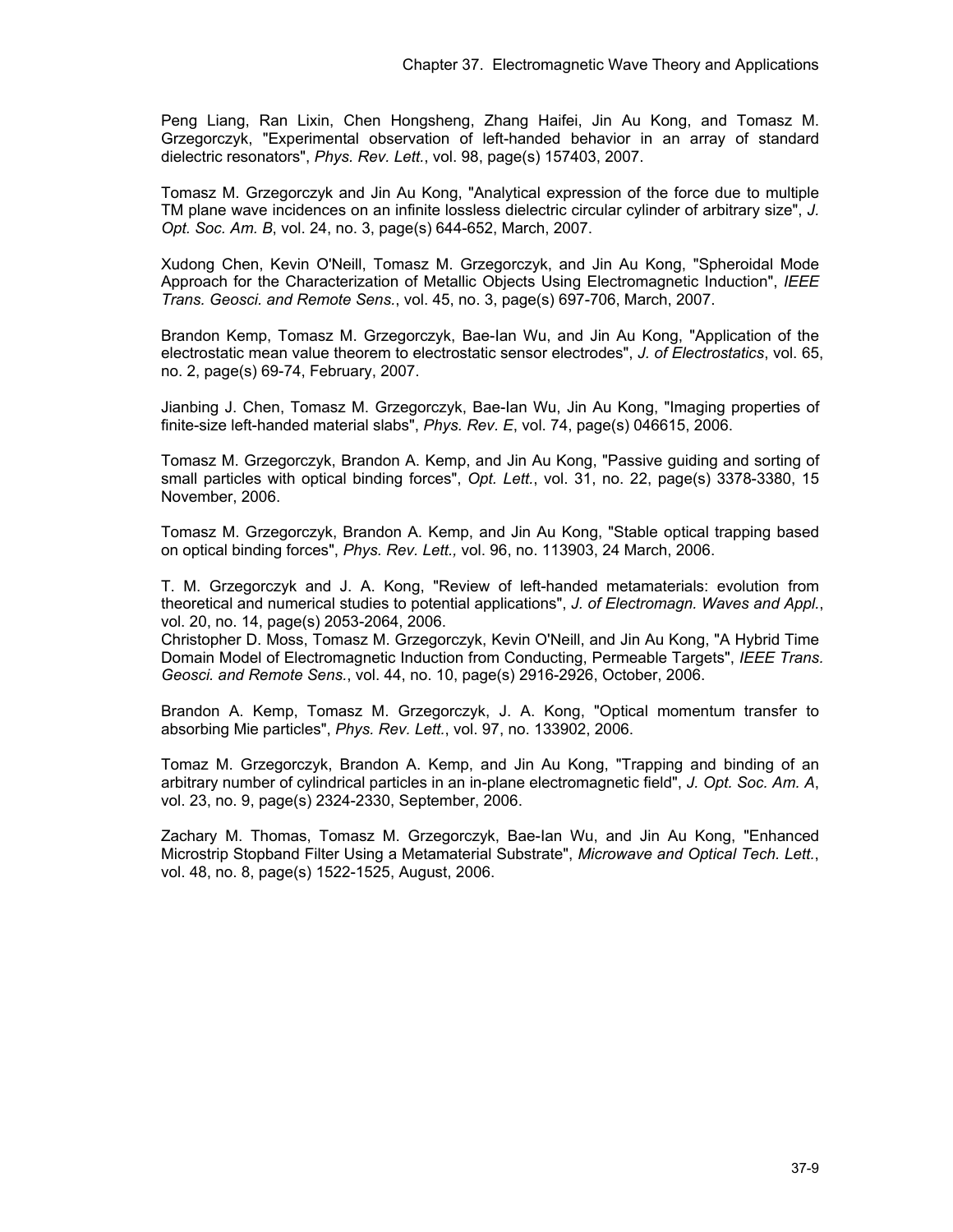Peng Liang, Ran Lixin, Chen Hongsheng, Zhang Haifei, Jin Au Kong, and Tomasz M. Grzegorczyk, "Experimental observation of left-handed behavior in an array of standard dielectric resonators", *Phys. Rev. Lett.*, vol. 98, page(s) 157403, 2007.

Tomasz M. Grzegorczyk and Jin Au Kong, "Analytical expression of the force due to multiple TM plane wave incidences on an infinite lossless dielectric circular cylinder of arbitrary size", *J. Opt. Soc. Am. B*, vol. 24, no. 3, page(s) 644-652, March, 2007.

Xudong Chen, Kevin O'Neill, Tomasz M. Grzegorczyk, and Jin Au Kong, "Spheroidal Mode Approach for the Characterization of Metallic Objects Using Electromagnetic Induction", *IEEE Trans. Geosci. and Remote Sens.*, vol. 45, no. 3, page(s) 697-706, March, 2007.

Brandon Kemp, Tomasz M. Grzegorczyk, Bae-Ian Wu, and Jin Au Kong, "Application of the electrostatic mean value theorem to electrostatic sensor electrodes", *J. of Electrostatics*, vol. 65, no. 2, page(s) 69-74, February, 2007.

Jianbing J. Chen, Tomasz M. Grzegorczyk, Bae-Ian Wu, Jin Au Kong, "Imaging properties of finite-size left-handed material slabs", *Phys. Rev. E*, vol. 74, page(s) 046615, 2006.

Tomasz M. Grzegorczyk, Brandon A. Kemp, and Jin Au Kong, "Passive guiding and sorting of small particles with optical binding forces", *Opt. Lett.*, vol. 31, no. 22, page(s) 3378-3380, 15 November, 2006.

Tomasz M. Grzegorczyk, Brandon A. Kemp, and Jin Au Kong, "Stable optical trapping based on optical binding forces", *Phys. Rev. Lett.,* vol. 96, no. 113903, 24 March, 2006.

T. M. Grzegorczyk and J. A. Kong, "Review of left-handed metamaterials: evolution from theoretical and numerical studies to potential applications", *J. of Electromagn. Waves and Appl.*, vol. 20, no. 14, page(s) 2053-2064, 2006.

Christopher D. Moss, Tomasz M. Grzegorczyk, Kevin O'Neill, and Jin Au Kong, "A Hybrid Time Domain Model of Electromagnetic Induction from Conducting, Permeable Targets", *IEEE Trans. Geosci. and Remote Sens.*, vol. 44, no. 10, page(s) 2916-2926, October, 2006.

Brandon A. Kemp, Tomasz M. Grzegorczyk, J. A. Kong, "Optical momentum transfer to absorbing Mie particles", *Phys. Rev. Lett.*, vol. 97, no. 133902, 2006.

Tomaz M. Grzegorczyk, Brandon A. Kemp, and Jin Au Kong, "Trapping and binding of an arbitrary number of cylindrical particles in an in-plane electromagnetic field", *J. Opt. Soc. Am. A*, vol. 23, no. 9, page(s) 2324-2330, September, 2006.

Zachary M. Thomas, Tomasz M. Grzegorczyk, Bae-Ian Wu, and Jin Au Kong, "Enhanced Microstrip Stopband Filter Using a Metamaterial Substrate", *Microwave and Optical Tech. Lett.*, vol. 48, no. 8, page(s) 1522-1525, August, 2006.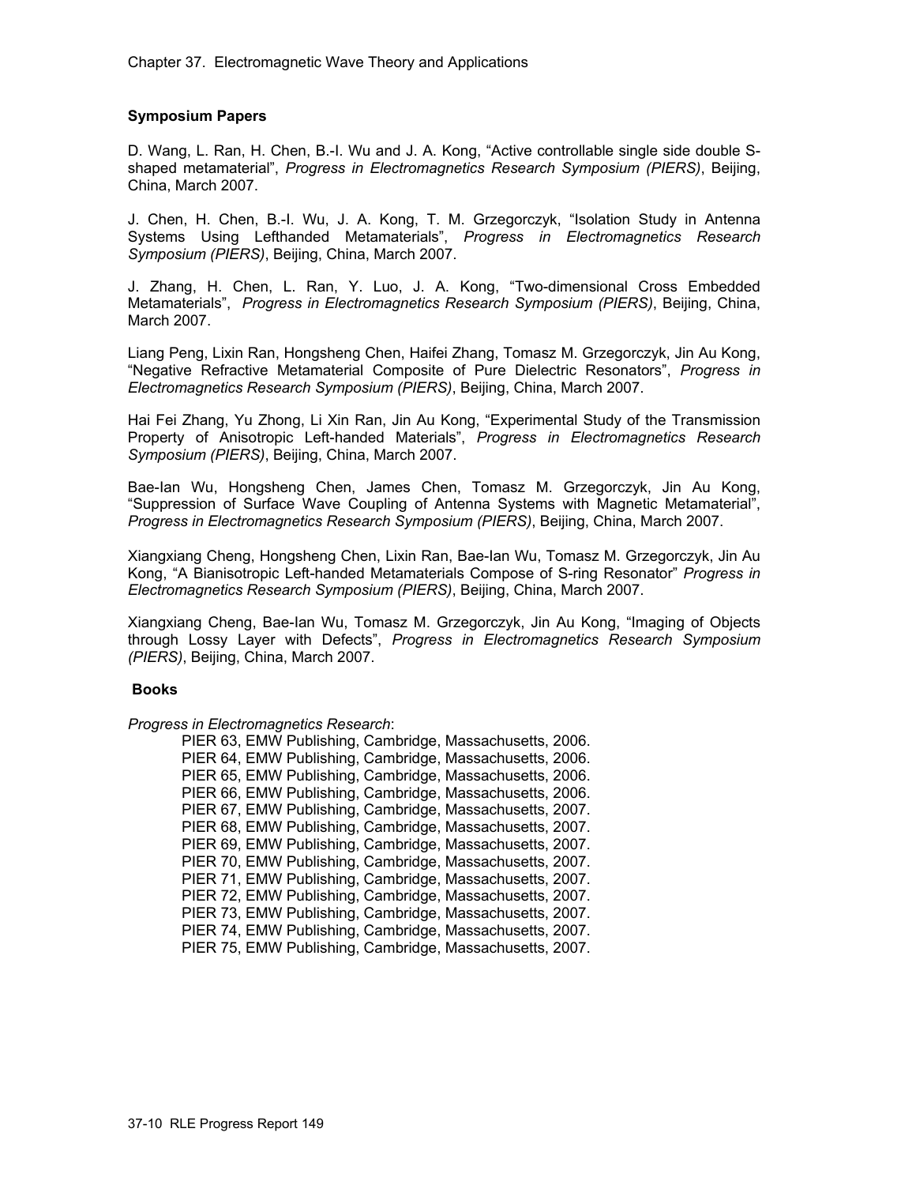### Symposium Papers

D. Wang, L. Ran, H. Chen, B.-I. Wu and J. A. Kong, “Active controllable single side double S-shaped metamaterial”, *Progress in Electromagnetics Research Symposium (PIERS)*, Beijing, China, March 2007.

J. Chen, H. Chen, B.-I. Wu, J. A. Kong, T. M. Grzegorczyk, “Isolation Study in Antenna Systems Using Lefthanded Metamaterials”, *Progress in Electromagnetics Research Symposium (PIERS)*, Beijing, China, March 2007.

J. Zhang, H. Chen, L. Ran, Y. Luo, J. A. Kong, “Two-dimensional Cross Embedded Metamaterials”, *Progress in Electromagnetics Research Symposium (PIERS)*, Beijing, China, March 2007.

Liang Peng, Lixin Ran, Hongsheng Chen, Haifei Zhang, Tomasz M. Grzegorczyk, Jin Au Kong, “Negative Refractive Metamaterial Composite of Pure Dielectric Resonators”, *Progress in Electromagnetics Research Symposium (PIERS)*, Beijing, China, March 2007.

Hai Fei Zhang, Yu Zhong, Li Xin Ran, Jin Au Kong, “Experimental Study of the Transmission Property of Anisotropic Left-handed Materials”, *Progress in Electromagnetics Research Symposium (PIERS)*, Beijing, China, March 2007.

Bae-Ian Wu, Hongsheng Chen, James Chen, Tomasz M. Grzegorczyk, Jin Au Kong, “Suppression of Surface Wave Coupling of Antenna Systems with Magnetic Metamaterial”, *Progress in Electromagnetics Research Symposium (PIERS)*, Beijing, China, March 2007.

Xiangxiang Cheng, Hongsheng Chen, Lixin Ran, Bae-Ian Wu, Tomasz M. Grzegorczyk, Jin Au Kong, “A Bianisotropic Left-handed Metamaterials Compose of S-ring Resonator” *Progress in Electromagnetics Research Symposium (PIERS)*, Beijing, China, March 2007.

Xiangxiang Cheng, Bae-Ian Wu, Tomasz M. Grzegorczyk, Jin Au Kong, “Imaging of Objects through Lossy Layer with Defects”, *Progress in Electromagnetics Research Symposium (PIERS)*, Beijing, China, March 2007.

### Books

*Progress in Electromagnetics Research*:

PIER 63, EMW Publishing, Cambridge, Massachusetts, 2006.
PIER 64, EMW Publishing, Cambridge, Massachusetts, 2006.
PIER 65, EMW Publishing, Cambridge, Massachusetts, 2006.
PIER 66, EMW Publishing, Cambridge, Massachusetts, 2006.
PIER 67, EMW Publishing, Cambridge, Massachusetts, 2007.
PIER 68, EMW Publishing, Cambridge, Massachusetts, 2007.
PIER 69, EMW Publishing, Cambridge, Massachusetts, 2007.
PIER 70, EMW Publishing, Cambridge, Massachusetts, 2007.
PIER 71, EMW Publishing, Cambridge, Massachusetts, 2007.
PIER 72, EMW Publishing, Cambridge, Massachusetts, 2007.
PIER 73, EMW Publishing, Cambridge, Massachusetts, 2007.
PIER 74, EMW Publishing, Cambridge, Massachusetts, 2007.
PIER 75, EMW Publishing, Cambridge, Massachusetts, 2007.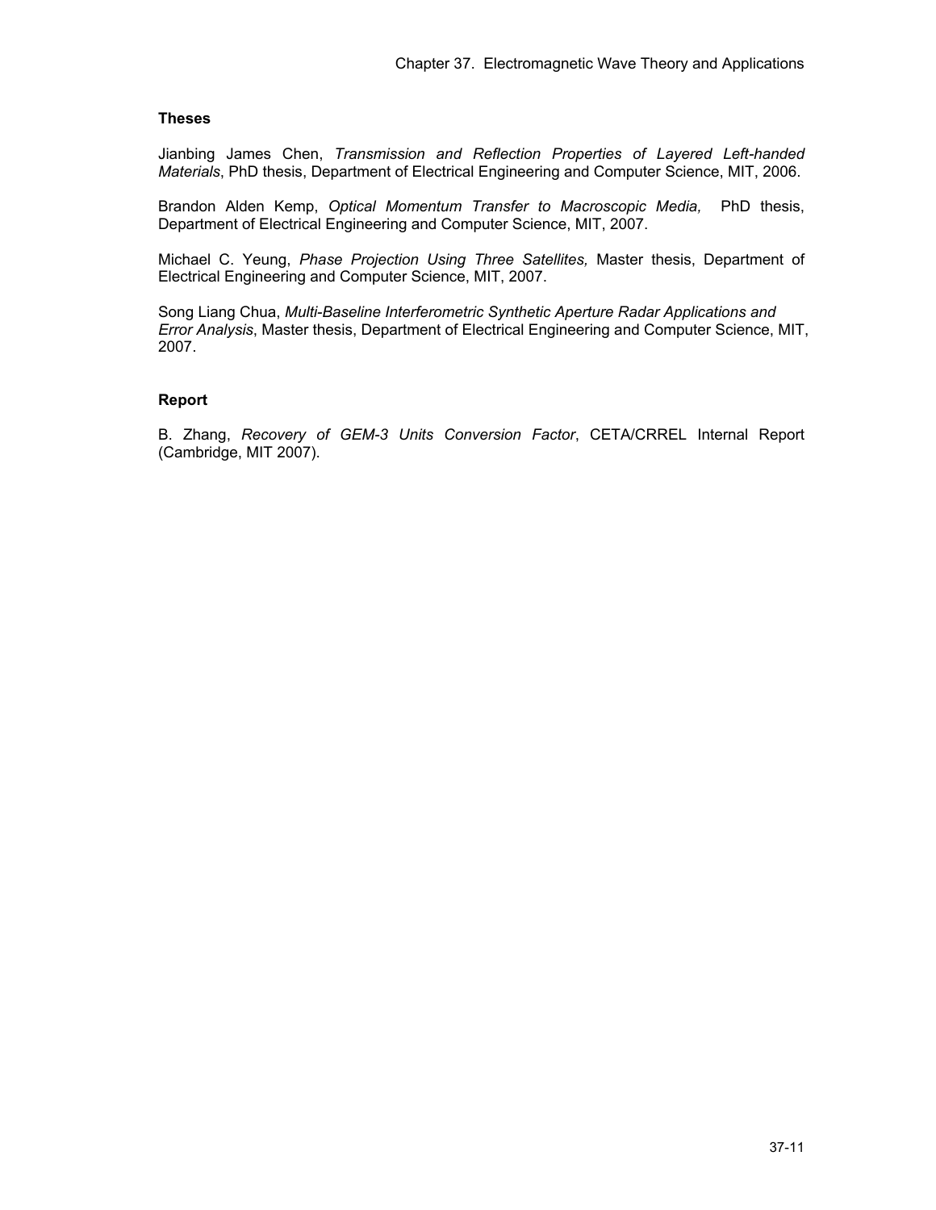### Theses

Jianbing James Chen, *Transmission and Reflection Properties of Layered Left-handed Materials*, PhD thesis, Department of Electrical Engineering and Computer Science, MIT, 2006.

Brandon Alden Kemp, *Optical Momentum Transfer to Macroscopic Media,* PhD thesis, Department of Electrical Engineering and Computer Science, MIT, 2007.

Michael C. Yeung, *Phase Projection Using Three Satellites,* Master thesis, Department of Electrical Engineering and Computer Science, MIT, 2007.

Song Liang Chua, *Multi-Baseline Interferometric Synthetic Aperture Radar Applications and Error Analysis*, Master thesis, Department of Electrical Engineering and Computer Science, MIT, 2007.

### Report

B. Zhang, *Recovery of GEM-3 Units Conversion Factor*, CETA/CRREL Internal Report (Cambridge, MIT 2007).